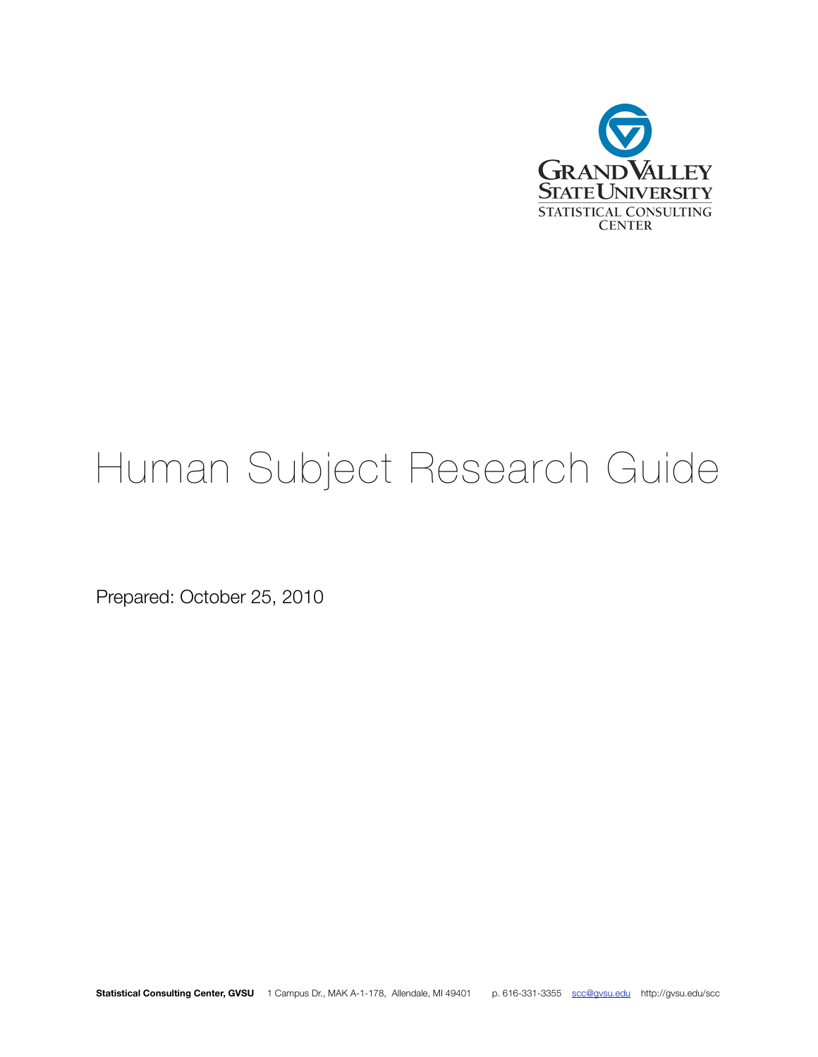GRAND VALLEY STATE UNIVERSITY
STATISTICAL CONSULTING CENTER

# Human Subject Research Guide

Prepared: October 25, 2010

**Statistical Consulting Center, GVSU** 1 Campus Dr., MAK A-1-178, Allendale, MI 49401 p. 616-331-3355 scc@gvsu.edu http://gvsu.edu/scc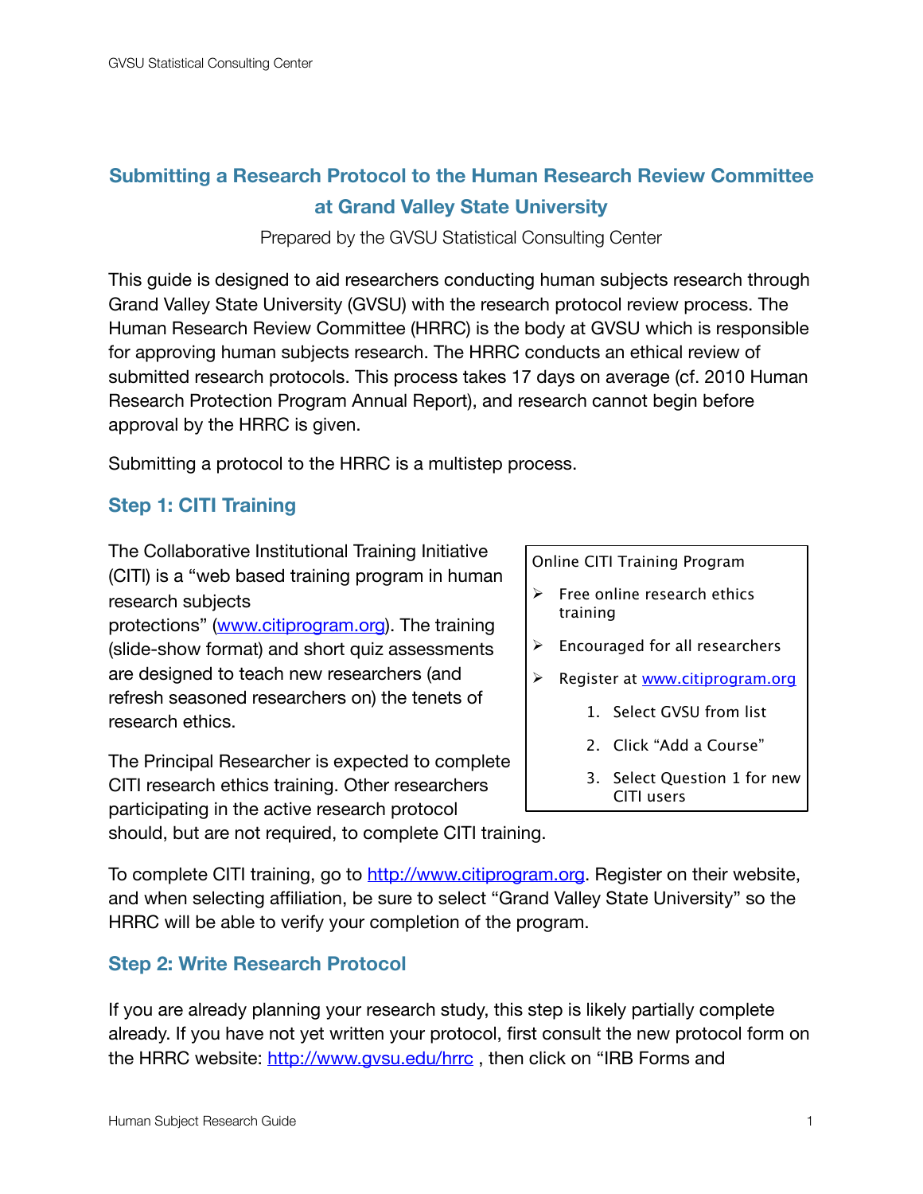## Submitting a Research Protocol to the Human Research Review Committee at Grand Valley State University

Prepared by the GVSU Statistical Consulting Center

This guide is designed to aid researchers conducting human subjects research through Grand Valley State University (GVSU) with the research protocol review process. The Human Research Review Committee (HRRC) is the body at GVSU which is responsible for approving human subjects research. The HRRC conducts an ethical review of submitted research protocols. This process takes 17 days on average (cf. 2010 Human Research Protection Program Annual Report), and research cannot begin before approval by the HRRC is given.

Submitting a protocol to the HRRC is a multistep process.

### Step 1: CITI Training

The Collaborative Institutional Training Initiative (CITI) is a "web based training program in human research subjects protections" (www.citiprogram.org). The training (slide-show format) and short quiz assessments are designed to teach new researchers (and refresh seasoned researchers on) the tenets of research ethics.

The Principal Researcher is expected to complete CITI research ethics training. Other researchers participating in the active research protocol should, but are not required, to complete CITI training.

> Online CITI Training Program
>
> - Free online research ethics training
> - Encouraged for all researchers
> - Register at www.citiprogram.org
>   1. Select GVSU from list
>   2. Click "Add a Course"
>   3. Select Question 1 for new CITI users

To complete CITI training, go to http://www.citiprogram.org. Register on their website, and when selecting affiliation, be sure to select "Grand Valley State University" so the HRRC will be able to verify your completion of the program.

### Step 2: Write Research Protocol

If you are already planning your research study, this step is likely partially complete already. If you have not yet written your protocol, first consult the new protocol form on the HRRC website: http://www.gvsu.edu/hrrc , then click on "IRB Forms and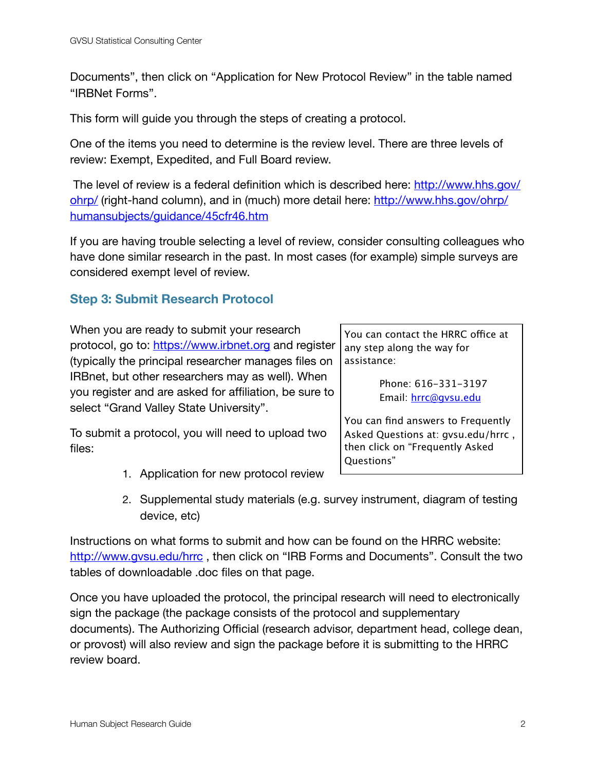Documents", then click on "Application for New Protocol Review" in the table named "IRBNet Forms".

This form will guide you through the steps of creating a protocol.

One of the items you need to determine is the review level. There are three levels of review: Exempt, Expedited, and Full Board review.

The level of review is a federal definition which is described here: http://www.hhs.gov/ohrp/ (right-hand column), and in (much) more detail here: http://www.hhs.gov/ohrp/humansubjects/guidance/45cfr46.htm

If you are having trouble selecting a level of review, consider consulting colleagues who have done similar research in the past. In most cases (for example) simple surveys are considered exempt level of review.

### Step 3: Submit Research Protocol

When you are ready to submit your research protocol, go to: https://www.irbnet.org and register (typically the principal researcher manages files on IRBnet, but other researchers may as well). When you register and are asked for affiliation, be sure to select "Grand Valley State University".

To submit a protocol, you will need to upload two files:

1. Application for new protocol review
2. Supplemental study materials (e.g. survey instrument, diagram of testing device, etc)

> You can contact the HRRC office at any step along the way for assistance:
>
> Phone: 616-331-3197
> Email: hrrc@gvsu.edu
>
> You can find answers to Frequently Asked Questions at: gvsu.edu/hrrc , then click on "Frequently Asked Questions"

Instructions on what forms to submit and how can be found on the HRRC website: http://www.gvsu.edu/hrrc , then click on "IRB Forms and Documents". Consult the two tables of downloadable .doc files on that page.

Once you have uploaded the protocol, the principal research will need to electronically sign the package (the package consists of the protocol and supplementary documents). The Authorizing Official (research advisor, department head, college dean, or provost) will also review and sign the package before it is submitting to the HRRC review board.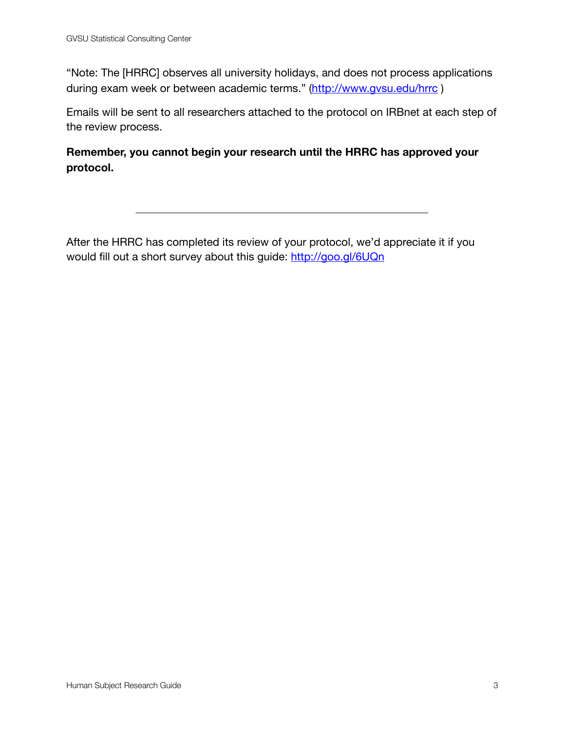"Note: The [HRRC] observes all university holidays, and does not process applications during exam week or between academic terms." (http://www.gvsu.edu/hrrc )

Emails will be sent to all researchers attached to the protocol on IRBnet at each step of the review process.

**Remember, you cannot begin your research until the HRRC has approved your protocol.**

---

After the HRRC has completed its review of your protocol, we'd appreciate it if you would fill out a short survey about this guide: http://goo.gl/6UQn